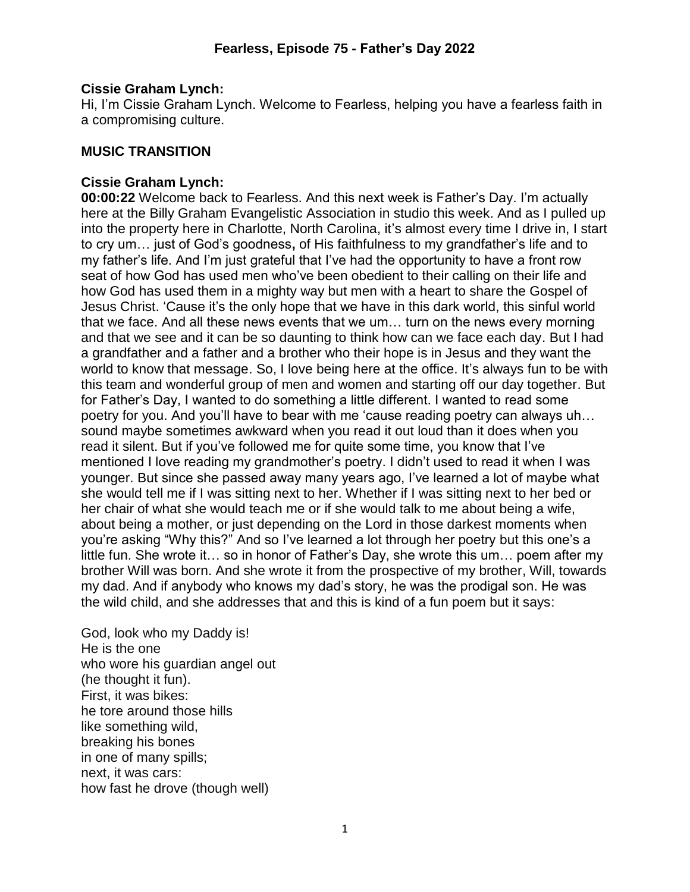## Fearless, Episode 75 - Father's Day 2022

**Cissie Graham Lynch:**
Hi, I'm Cissie Graham Lynch. Welcome to Fearless, helping you have a fearless faith in a compromising culture.

**MUSIC TRANSITION**

**Cissie Graham Lynch:**
**00:00:22** Welcome back to Fearless. And this next week is Father's Day. I'm actually here at the Billy Graham Evangelistic Association in studio this week. And as I pulled up into the property here in Charlotte, North Carolina, it's almost every time I drive in, I start to cry um… just of God's goodness**,** of His faithfulness to my grandfather's life and to my father's life. And I'm just grateful that I've had the opportunity to have a front row seat of how God has used men who've been obedient to their calling on their life and how God has used them in a mighty way but men with a heart to share the Gospel of Jesus Christ. 'Cause it's the only hope that we have in this dark world, this sinful world that we face. And all these news events that we um… turn on the news every morning and that we see and it can be so daunting to think how can we face each day. But I had a grandfather and a father and a brother who their hope is in Jesus and they want the world to know that message. So, I love being here at the office. It's always fun to be with this team and wonderful group of men and women and starting off our day together. But for Father's Day, I wanted to do something a little different. I wanted to read some poetry for you. And you'll have to bear with me 'cause reading poetry can always uh… sound maybe sometimes awkward when you read it out loud than it does when you read it silent. But if you've followed me for quite some time, you know that I've mentioned I love reading my grandmother's poetry. I didn't used to read it when I was younger. But since she passed away many years ago, I've learned a lot of maybe what she would tell me if I was sitting next to her. Whether if I was sitting next to her bed or her chair of what she would teach me or if she would talk to me about being a wife, about being a mother, or just depending on the Lord in those darkest moments when you're asking "Why this?" And so I've learned a lot through her poetry but this one's a little fun. She wrote it… so in honor of Father's Day, she wrote this um… poem after my brother Will was born. And she wrote it from the prospective of my brother, Will, towards my dad. And if anybody who knows my dad's story, he was the prodigal son. He was the wild child, and she addresses that and this is kind of a fun poem but it says:

God, look who my Daddy is!
He is the one
who wore his guardian angel out
(he thought it fun).
First, it was bikes:
he tore around those hills
like something wild,
breaking his bones
in one of many spills;
next, it was cars:
how fast he drove (though well)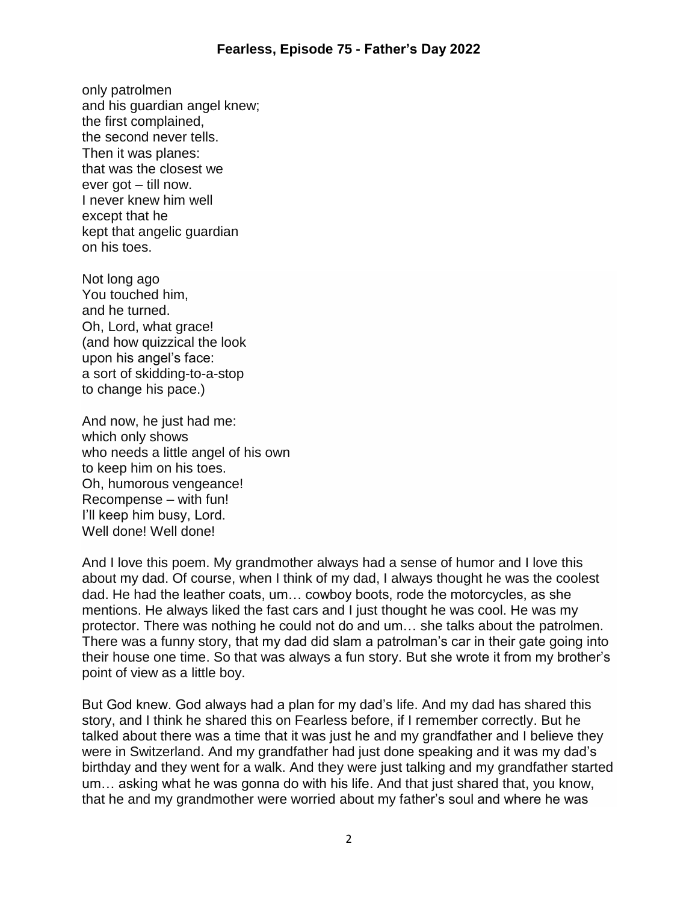only patrolmen
and his guardian angel knew;
the first complained,
the second never tells.
Then it was planes:
that was the closest we
ever got – till now.
I never knew him well
except that he
kept that angelic guardian
on his toes.

Not long ago
You touched him,
and he turned.
Oh, Lord, what grace!
(and how quizzical the look
upon his angel's face:
a sort of skidding-to-a-stop
to change his pace.)

And now, he just had me:
which only shows
who needs a little angel of his own
to keep him on his toes.
Oh, humorous vengeance!
Recompense – with fun!
I'll keep him busy, Lord.
Well done! Well done!

And I love this poem. My grandmother always had a sense of humor and I love this about my dad. Of course, when I think of my dad, I always thought he was the coolest dad. He had the leather coats, um… cowboy boots, rode the motorcycles, as she mentions. He always liked the fast cars and I just thought he was cool. He was my protector. There was nothing he could not do and um… she talks about the patrolmen. There was a funny story, that my dad did slam a patrolman's car in their gate going into their house one time. So that was always a fun story. But she wrote it from my brother's point of view as a little boy.

But God knew. God always had a plan for my dad's life. And my dad has shared this story, and I think he shared this on Fearless before, if I remember correctly. But he talked about there was a time that it was just he and my grandfather and I believe they were in Switzerland. And my grandfather had just done speaking and it was my dad's birthday and they went for a walk. And they were just talking and my grandfather started um… asking what he was gonna do with his life. And that just shared that, you know, that he and my grandmother were worried about my father's soul and where he was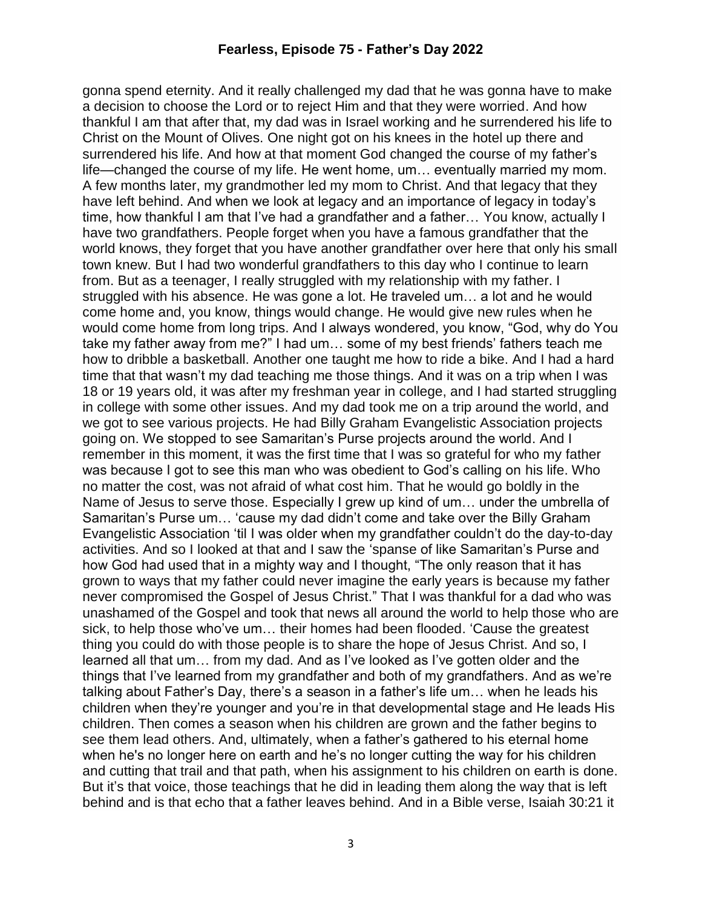gonna spend eternity. And it really challenged my dad that he was gonna have to make a decision to choose the Lord or to reject Him and that they were worried. And how thankful I am that after that, my dad was in Israel working and he surrendered his life to Christ on the Mount of Olives. One night got on his knees in the hotel up there and surrendered his life. And how at that moment God changed the course of my father's life—changed the course of my life. He went home, um… eventually married my mom. A few months later, my grandmother led my mom to Christ. And that legacy that they have left behind. And when we look at legacy and an importance of legacy in today's time, how thankful I am that I've had a grandfather and a father… You know, actually I have two grandfathers. People forget when you have a famous grandfather that the world knows, they forget that you have another grandfather over here that only his small town knew. But I had two wonderful grandfathers to this day who I continue to learn from. But as a teenager, I really struggled with my relationship with my father. I struggled with his absence. He was gone a lot. He traveled um… a lot and he would come home and, you know, things would change. He would give new rules when he would come home from long trips. And I always wondered, you know, "God, why do You take my father away from me?" I had um… some of my best friends' fathers teach me how to dribble a basketball. Another one taught me how to ride a bike. And I had a hard time that that wasn't my dad teaching me those things. And it was on a trip when I was 18 or 19 years old, it was after my freshman year in college, and I had started struggling in college with some other issues. And my dad took me on a trip around the world, and we got to see various projects. He had Billy Graham Evangelistic Association projects going on. We stopped to see Samaritan's Purse projects around the world. And I remember in this moment, it was the first time that I was so grateful for who my father was because I got to see this man who was obedient to God's calling on his life. Who no matter the cost, was not afraid of what cost him. That he would go boldly in the Name of Jesus to serve those. Especially I grew up kind of um… under the umbrella of Samaritan's Purse um… 'cause my dad didn't come and take over the Billy Graham Evangelistic Association 'til I was older when my grandfather couldn't do the day-to-day activities. And so I looked at that and I saw the 'spanse of like Samaritan's Purse and how God had used that in a mighty way and I thought, "The only reason that it has grown to ways that my father could never imagine the early years is because my father never compromised the Gospel of Jesus Christ." That I was thankful for a dad who was unashamed of the Gospel and took that news all around the world to help those who are sick, to help those who've um… their homes had been flooded. 'Cause the greatest thing you could do with those people is to share the hope of Jesus Christ. And so, I learned all that um… from my dad. And as I've looked as I've gotten older and the things that I've learned from my grandfather and both of my grandfathers. And as we're talking about Father's Day, there's a season in a father's life um… when he leads his children when they're younger and you're in that developmental stage and He leads His children. Then comes a season when his children are grown and the father begins to see them lead others. And, ultimately, when a father's gathered to his eternal home when he's no longer here on earth and he's no longer cutting the way for his children and cutting that trail and that path, when his assignment to his children on earth is done. But it's that voice, those teachings that he did in leading them along the way that is left behind and is that echo that a father leaves behind. And in a Bible verse, Isaiah 30:21 it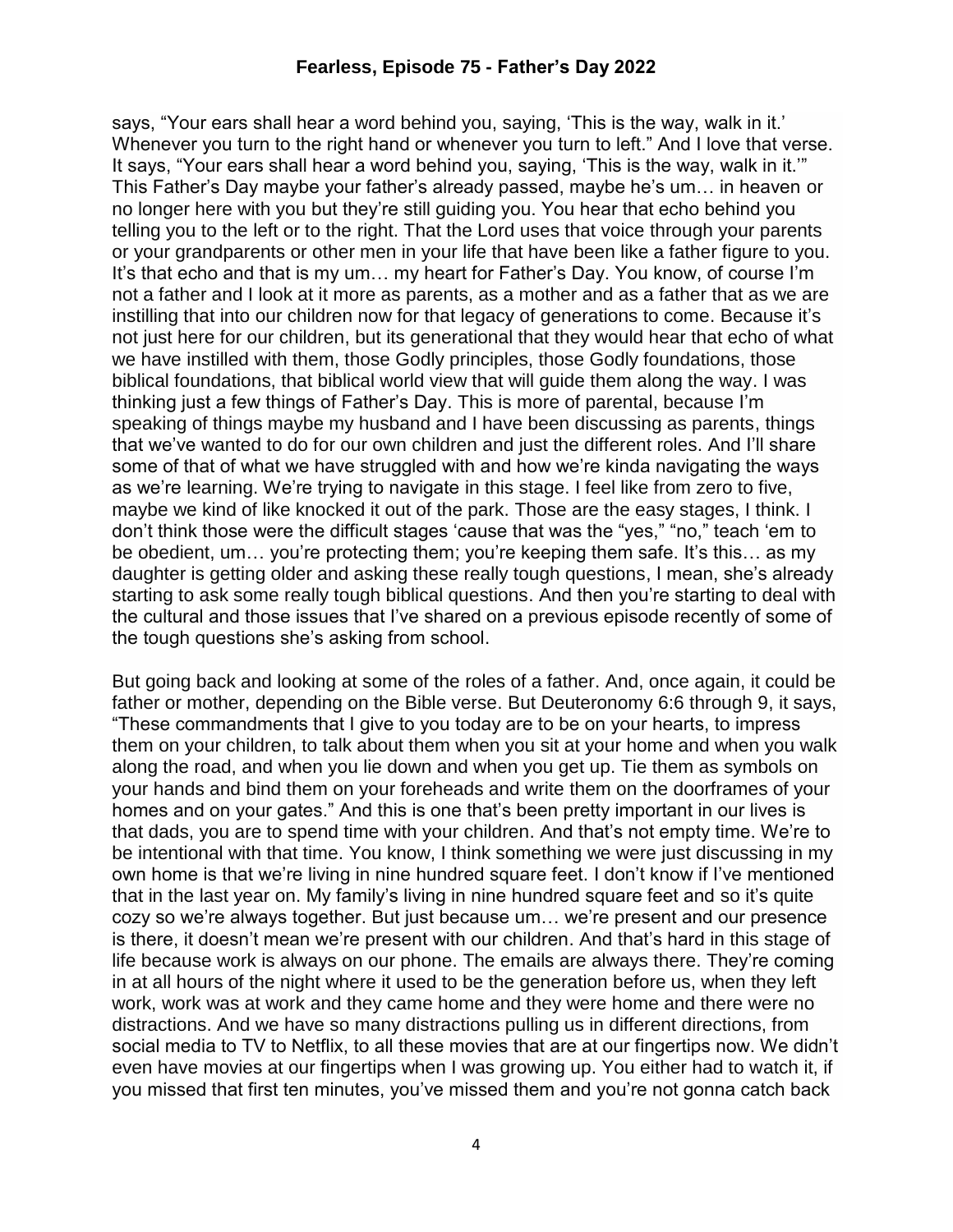says, "Your ears shall hear a word behind you, saying, 'This is the way, walk in it.' Whenever you turn to the right hand or whenever you turn to left." And I love that verse. It says, "Your ears shall hear a word behind you, saying, 'This is the way, walk in it.'" This Father's Day maybe your father's already passed, maybe he's um… in heaven or no longer here with you but they're still guiding you. You hear that echo behind you telling you to the left or to the right. That the Lord uses that voice through your parents or your grandparents or other men in your life that have been like a father figure to you. It's that echo and that is my um… my heart for Father's Day. You know, of course I'm not a father and I look at it more as parents, as a mother and as a father that as we are instilling that into our children now for that legacy of generations to come. Because it's not just here for our children, but its generational that they would hear that echo of what we have instilled with them, those Godly principles, those Godly foundations, those biblical foundations, that biblical world view that will guide them along the way. I was thinking just a few things of Father's Day. This is more of parental, because I'm speaking of things maybe my husband and I have been discussing as parents, things that we've wanted to do for our own children and just the different roles. And I'll share some of that of what we have struggled with and how we're kinda navigating the ways as we're learning. We're trying to navigate in this stage. I feel like from zero to five, maybe we kind of like knocked it out of the park. Those are the easy stages, I think. I don't think those were the difficult stages 'cause that was the "yes," "no," teach 'em to be obedient, um… you're protecting them; you're keeping them safe. It's this… as my daughter is getting older and asking these really tough questions, I mean, she's already starting to ask some really tough biblical questions. And then you're starting to deal with the cultural and those issues that I've shared on a previous episode recently of some of the tough questions she's asking from school.

But going back and looking at some of the roles of a father. And, once again, it could be father or mother, depending on the Bible verse. But Deuteronomy 6:6 through 9, it says, "These commandments that I give to you today are to be on your hearts, to impress them on your children, to talk about them when you sit at your home and when you walk along the road, and when you lie down and when you get up. Tie them as symbols on your hands and bind them on your foreheads and write them on the doorframes of your homes and on your gates." And this is one that's been pretty important in our lives is that dads, you are to spend time with your children. And that's not empty time. We're to be intentional with that time. You know, I think something we were just discussing in my own home is that we're living in nine hundred square feet. I don't know if I've mentioned that in the last year on. My family's living in nine hundred square feet and so it's quite cozy so we're always together. But just because um… we're present and our presence is there, it doesn't mean we're present with our children. And that's hard in this stage of life because work is always on our phone. The emails are always there. They're coming in at all hours of the night where it used to be the generation before us, when they left work, work was at work and they came home and they were home and there were no distractions. And we have so many distractions pulling us in different directions, from social media to TV to Netflix, to all these movies that are at our fingertips now. We didn't even have movies at our fingertips when I was growing up. You either had to watch it, if you missed that first ten minutes, you've missed them and you're not gonna catch back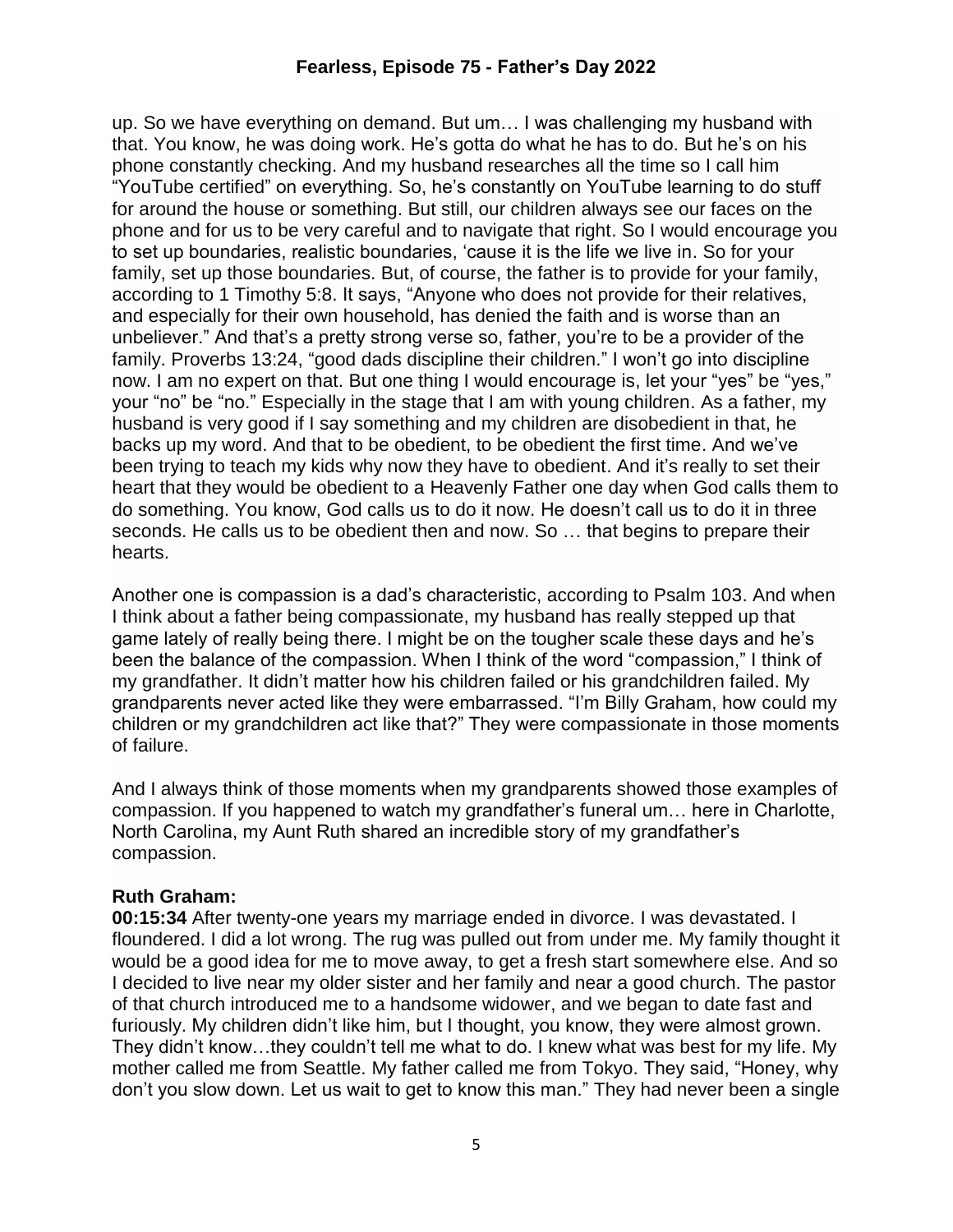up. So we have everything on demand. But um… I was challenging my husband with that. You know, he was doing work. He's gotta do what he has to do. But he's on his phone constantly checking. And my husband researches all the time so I call him "YouTube certified" on everything. So, he's constantly on YouTube learning to do stuff for around the house or something. But still, our children always see our faces on the phone and for us to be very careful and to navigate that right. So I would encourage you to set up boundaries, realistic boundaries, 'cause it is the life we live in. So for your family, set up those boundaries. But, of course, the father is to provide for your family, according to 1 Timothy 5:8. It says, "Anyone who does not provide for their relatives, and especially for their own household, has denied the faith and is worse than an unbeliever." And that's a pretty strong verse so, father, you're to be a provider of the family. Proverbs 13:24, "good dads discipline their children." I won't go into discipline now. I am no expert on that. But one thing I would encourage is, let your "yes" be "yes," your "no" be "no." Especially in the stage that I am with young children. As a father, my husband is very good if I say something and my children are disobedient in that, he backs up my word. And that to be obedient, to be obedient the first time. And we've been trying to teach my kids why now they have to obedient. And it's really to set their heart that they would be obedient to a Heavenly Father one day when God calls them to do something. You know, God calls us to do it now. He doesn't call us to do it in three seconds. He calls us to be obedient then and now. So … that begins to prepare their hearts.

Another one is compassion is a dad's characteristic, according to Psalm 103. And when I think about a father being compassionate, my husband has really stepped up that game lately of really being there. I might be on the tougher scale these days and he's been the balance of the compassion. When I think of the word "compassion," I think of my grandfather. It didn't matter how his children failed or his grandchildren failed. My grandparents never acted like they were embarrassed. "I'm Billy Graham, how could my children or my grandchildren act like that?" They were compassionate in those moments of failure.

And I always think of those moments when my grandparents showed those examples of compassion. If you happened to watch my grandfather's funeral um… here in Charlotte, North Carolina, my Aunt Ruth shared an incredible story of my grandfather's compassion.

**Ruth Graham:**
**00:15:34** After twenty-one years my marriage ended in divorce. I was devastated. I floundered. I did a lot wrong. The rug was pulled out from under me. My family thought it would be a good idea for me to move away, to get a fresh start somewhere else. And so I decided to live near my older sister and her family and near a good church. The pastor of that church introduced me to a handsome widower, and we began to date fast and furiously. My children didn't like him, but I thought, you know, they were almost grown. They didn't know…they couldn't tell me what to do. I knew what was best for my life. My mother called me from Seattle. My father called me from Tokyo. They said, "Honey, why don't you slow down. Let us wait to get to know this man." They had never been a single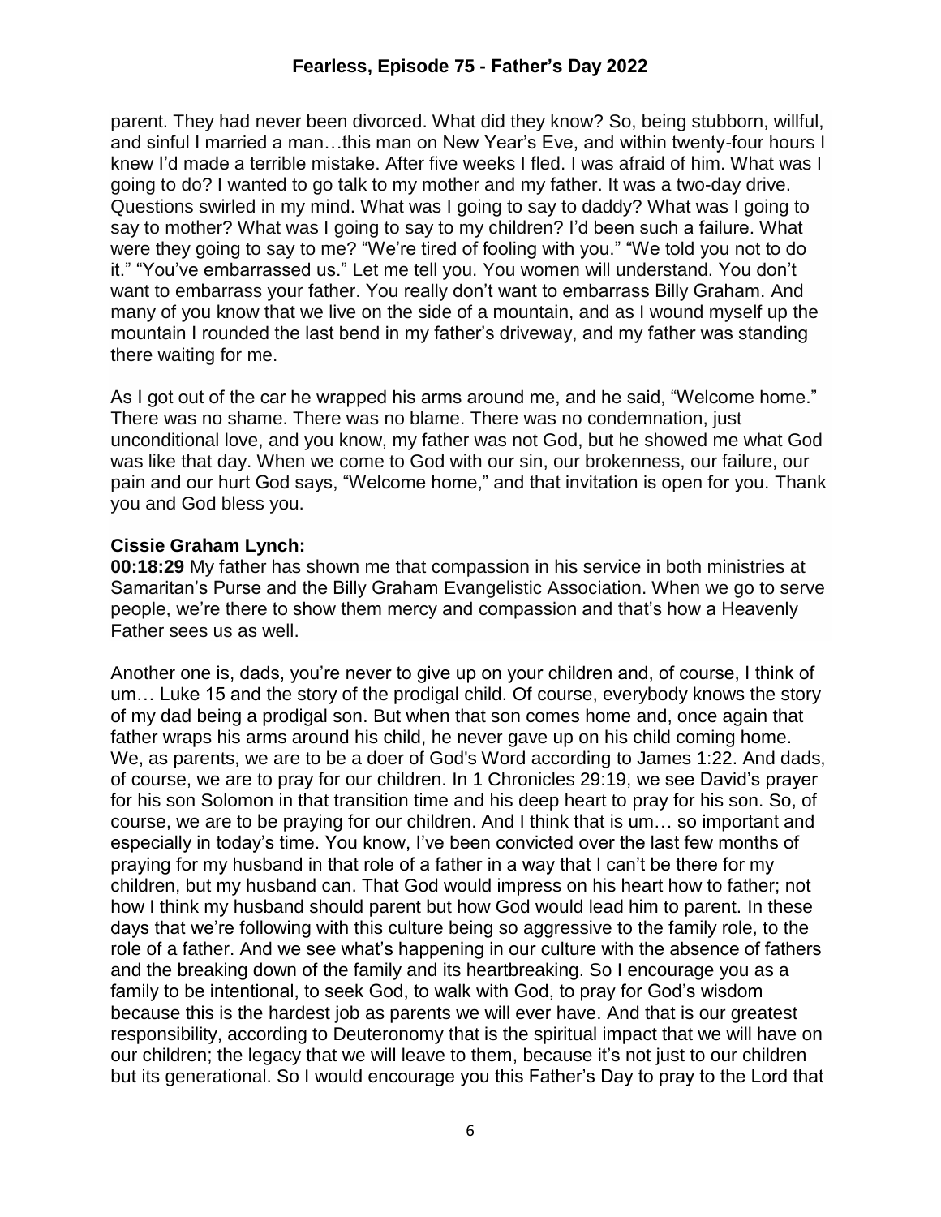parent. They had never been divorced. What did they know? So, being stubborn, willful, and sinful I married a man…this man on New Year's Eve, and within twenty-four hours I knew I'd made a terrible mistake. After five weeks I fled. I was afraid of him. What was I going to do? I wanted to go talk to my mother and my father. It was a two-day drive. Questions swirled in my mind. What was I going to say to daddy? What was I going to say to mother? What was I going to say to my children? I'd been such a failure. What were they going to say to me? "We're tired of fooling with you." "We told you not to do it." "You've embarrassed us." Let me tell you. You women will understand. You don't want to embarrass your father. You really don't want to embarrass Billy Graham. And many of you know that we live on the side of a mountain, and as I wound myself up the mountain I rounded the last bend in my father's driveway, and my father was standing there waiting for me.

As I got out of the car he wrapped his arms around me, and he said, "Welcome home." There was no shame. There was no blame. There was no condemnation, just unconditional love, and you know, my father was not God, but he showed me what God was like that day. When we come to God with our sin, our brokenness, our failure, our pain and our hurt God says, "Welcome home," and that invitation is open for you. Thank you and God bless you.

**Cissie Graham Lynch:**
**00:18:29** My father has shown me that compassion in his service in both ministries at Samaritan's Purse and the Billy Graham Evangelistic Association. When we go to serve people, we're there to show them mercy and compassion and that's how a Heavenly Father sees us as well.

Another one is, dads, you're never to give up on your children and, of course, I think of um… Luke 15 and the story of the prodigal child. Of course, everybody knows the story of my dad being a prodigal son. But when that son comes home and, once again that father wraps his arms around his child, he never gave up on his child coming home. We, as parents, we are to be a doer of God's Word according to James 1:22. And dads, of course, we are to pray for our children. In 1 Chronicles 29:19, we see David's prayer for his son Solomon in that transition time and his deep heart to pray for his son. So, of course, we are to be praying for our children. And I think that is um… so important and especially in today's time. You know, I've been convicted over the last few months of praying for my husband in that role of a father in a way that I can't be there for my children, but my husband can. That God would impress on his heart how to father; not how I think my husband should parent but how God would lead him to parent. In these days that we're following with this culture being so aggressive to the family role, to the role of a father. And we see what's happening in our culture with the absence of fathers and the breaking down of the family and its heartbreaking. So I encourage you as a family to be intentional, to seek God, to walk with God, to pray for God's wisdom because this is the hardest job as parents we will ever have. And that is our greatest responsibility, according to Deuteronomy that is the spiritual impact that we will have on our children; the legacy that we will leave to them, because it's not just to our children but its generational. So I would encourage you this Father's Day to pray to the Lord that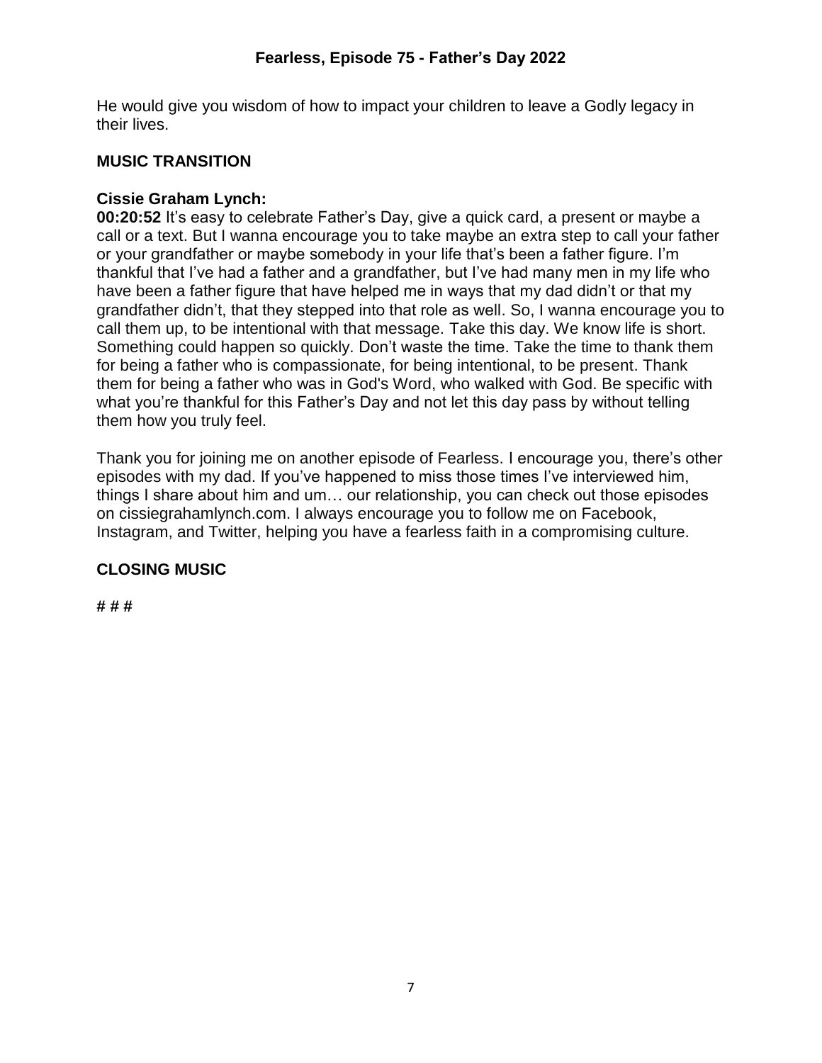He would give you wisdom of how to impact your children to leave a Godly legacy in their lives.

**MUSIC TRANSITION**

**Cissie Graham Lynch:**
**00:20:52** It's easy to celebrate Father's Day, give a quick card, a present or maybe a call or a text. But I wanna encourage you to take maybe an extra step to call your father or your grandfather or maybe somebody in your life that's been a father figure. I'm thankful that I've had a father and a grandfather, but I've had many men in my life who have been a father figure that have helped me in ways that my dad didn't or that my grandfather didn't, that they stepped into that role as well. So, I wanna encourage you to call them up, to be intentional with that message. Take this day. We know life is short. Something could happen so quickly. Don't waste the time. Take the time to thank them for being a father who is compassionate, for being intentional, to be present. Thank them for being a father who was in God's Word, who walked with God. Be specific with what you're thankful for this Father's Day and not let this day pass by without telling them how you truly feel.

Thank you for joining me on another episode of Fearless. I encourage you, there's other episodes with my dad. If you've happened to miss those times I've interviewed him, things I share about him and um… our relationship, you can check out those episodes on cissiegrahamlynch.com. I always encourage you to follow me on Facebook, Instagram, and Twitter, helping you have a fearless faith in a compromising culture.

**CLOSING MUSIC**

# # #